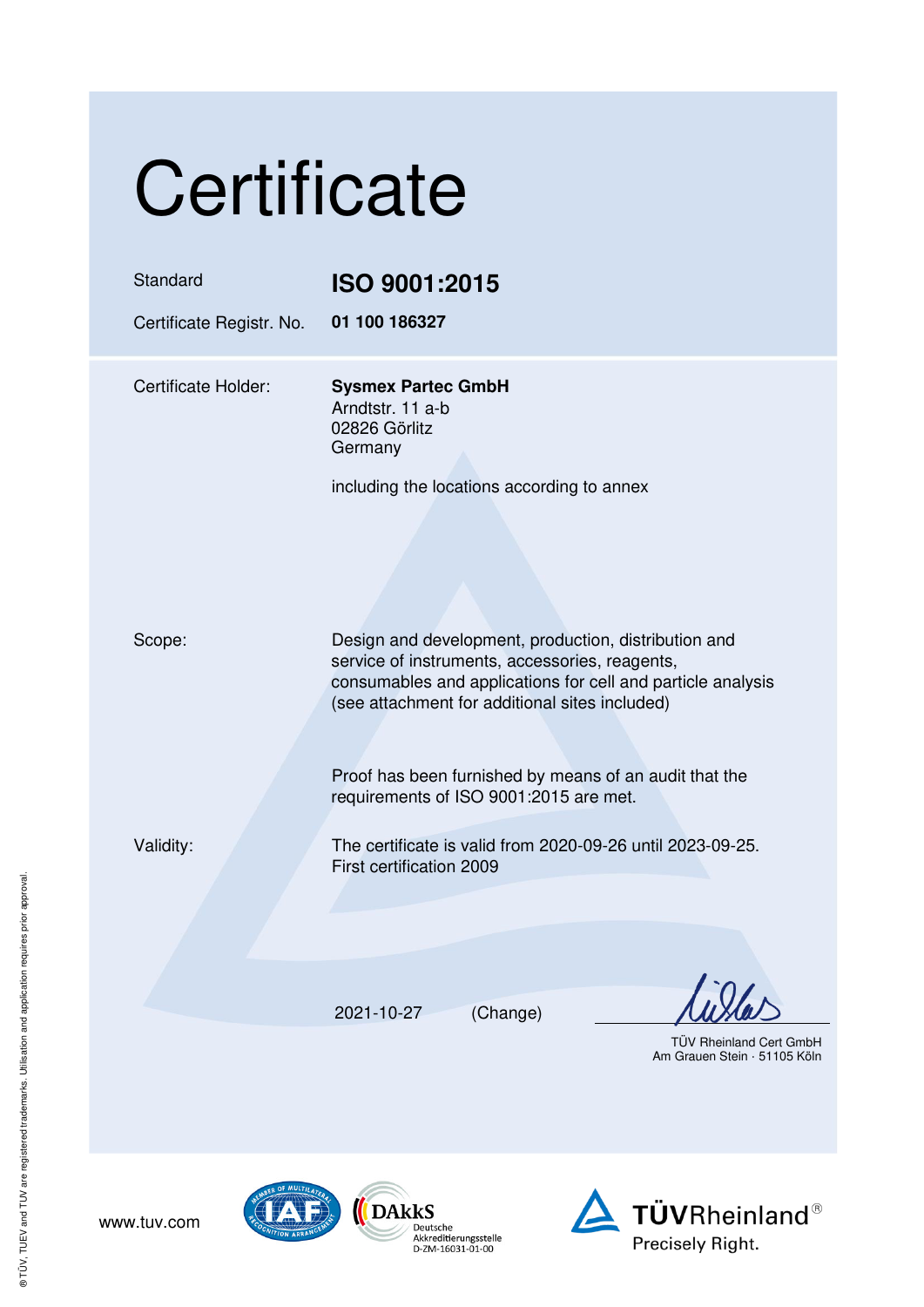# Certificate

| | |
|---|---|
| Standard | **ISO 9001:2015** |
| Certificate Registr. No. | **01 100 186327** |

| | |
|---|---|
| Certificate Holder: | **Sysmex Partec GmbH**<br>Arndtstr. 11 a-b<br>02826 Görlitz<br>Germany<br><br>including the locations according to annex |
| Scope: | Design and development, production, distribution and service of instruments, accessories, reagents, consumables and applications for cell and particle analysis (see attachment for additional sites included)<br><br>Proof has been furnished by means of an audit that the requirements of ISO 9001:2015 are met. |
| Validity: | The certificate is valid from 2020-09-26 until 2023-09-25.<br>First certification 2009 |

2021-10-27 (Change)

TÜV Rheinland Cert GmbH
Am Grauen Stein · 51105 Köln

www.tuv.com

DAkkS Deutsche Akkreditierungsstelle D-ZM-16031-01-00

TÜVRheinland®
Precisely Right.

® TÜV, TUEV and TUV are registered trademarks. Utilisation and application requires prior approval.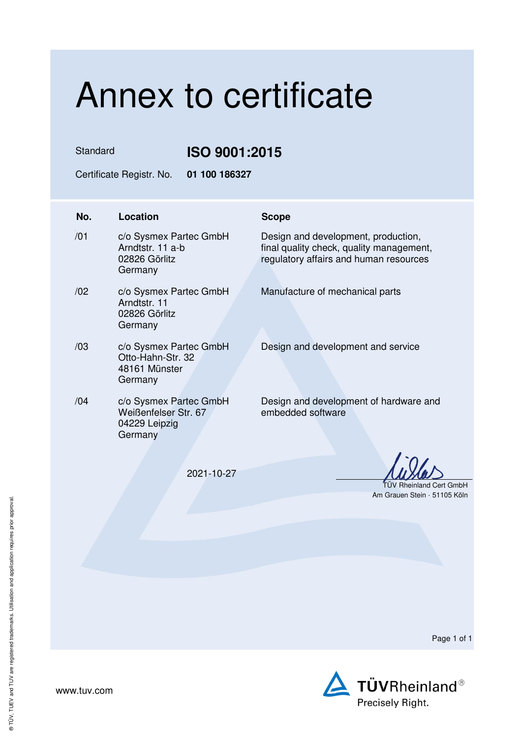# Annex to certificate

Standard **ISO 9001:2015**

Certificate Registr. No. **01 100 186327**

| No. | Location | Scope |
|---|---|---|
| /01 | c/o Sysmex Partec GmbH<br>Arndtstr. 11 a-b<br>02826 Görlitz<br>Germany | Design and development, production, final quality check, quality management, regulatory affairs and human resources |
| /02 | c/o Sysmex Partec GmbH<br>Arndtstr. 11<br>02826 Görlitz<br>Germany | Manufacture of mechanical parts |
| /03 | c/o Sysmex Partec GmbH<br>Otto-Hahn-Str. 32<br>48161 Münster<br>Germany | Design and development and service |
| /04 | c/o Sysmex Partec GmbH<br>Weißenfelser Str. 67<br>04229 Leipzig<br>Germany | Design and development of hardware and embedded software |

2021-10-27

TÜV Rheinland Cert GmbH
Am Grauen Stein · 51105 Köln

www.tuv.com

TÜVRheinland®
Precisely Right.

® TÜV, TUEV and TUV are registered trademarks. Utilisation and application requires prior approval.